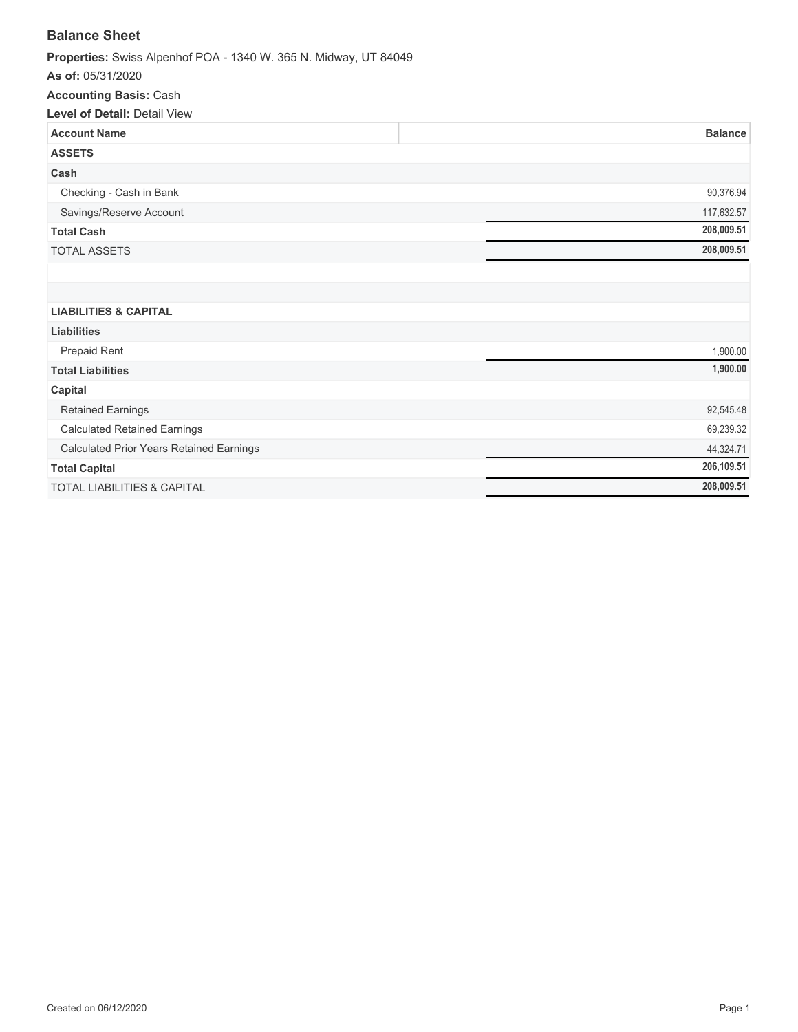# Balance Sheet

**Properties:** Swiss Alpenhof POA - 1340 W. 365 N. Midway, UT 84049

**As of:** 05/31/2020

**Accounting Basis:** Cash

**Level of Detail:** Detail View

| Account Name | Balance |
|---|---|
| **ASSETS** | |
| **Cash** | |
| Checking - Cash in Bank | 90,376.94 |
| Savings/Reserve Account | 117,632.57 |
| **Total Cash** | **208,009.51** |
| TOTAL ASSETS | **208,009.51** |
| | |
| | |
| **LIABILITIES & CAPITAL** | |
| **Liabilities** | |
| Prepaid Rent | 1,900.00 |
| **Total Liabilities** | **1,900.00** |
| **Capital** | |
| Retained Earnings | 92,545.48 |
| Calculated Retained Earnings | 69,239.32 |
| Calculated Prior Years Retained Earnings | 44,324.71 |
| **Total Capital** | **206,109.51** |
| TOTAL LIABILITIES & CAPITAL | **208,009.51** |

Created on 06/12/2020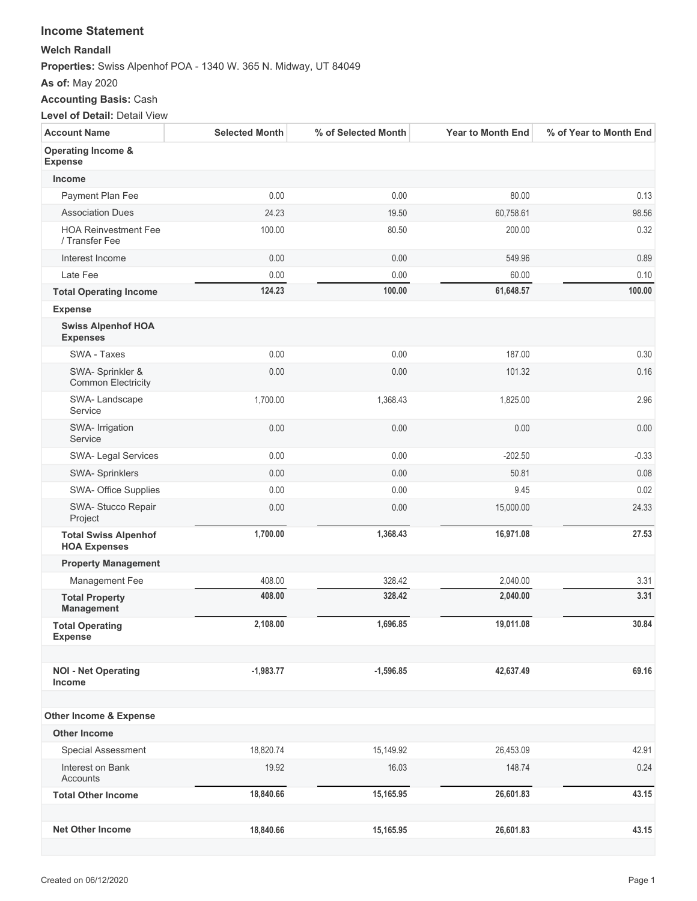## Income Statement

**Welch Randall**

**Properties:** Swiss Alpenhof POA - 1340 W. 365 N. Midway, UT 84049

**As of:** May 2020

**Accounting Basis:** Cash

**Level of Detail:** Detail View

| Account Name | Selected Month | % of Selected Month | Year to Month End | % of Year to Month End |
|---|---|---|---|---|
| **Operating Income & Expense** | | | | |
| **Income** | | | | |
| Payment Plan Fee | 0.00 | 0.00 | 80.00 | 0.13 |
| Association Dues | 24.23 | 19.50 | 60,758.61 | 98.56 |
| HOA Reinvestment Fee / Transfer Fee | 100.00 | 80.50 | 200.00 | 0.32 |
| Interest Income | 0.00 | 0.00 | 549.96 | 0.89 |
| Late Fee | 0.00 | 0.00 | 60.00 | 0.10 |
| **Total Operating Income** | **124.23** | **100.00** | **61,648.57** | **100.00** |
| **Expense** | | | | |
| **Swiss Alpenhof HOA Expenses** | | | | |
| SWA - Taxes | 0.00 | 0.00 | 187.00 | 0.30 |
| SWA- Sprinkler & Common Electricity | 0.00 | 0.00 | 101.32 | 0.16 |
| SWA- Landscape Service | 1,700.00 | 1,368.43 | 1,825.00 | 2.96 |
| SWA- Irrigation Service | 0.00 | 0.00 | 0.00 | 0.00 |
| SWA- Legal Services | 0.00 | 0.00 | -202.50 | -0.33 |
| SWA- Sprinklers | 0.00 | 0.00 | 50.81 | 0.08 |
| SWA- Office Supplies | 0.00 | 0.00 | 9.45 | 0.02 |
| SWA- Stucco Repair Project | 0.00 | 0.00 | 15,000.00 | 24.33 |
| **Total Swiss Alpenhof HOA Expenses** | **1,700.00** | **1,368.43** | **16,971.08** | **27.53** |
| **Property Management** | | | | |
| Management Fee | 408.00 | 328.42 | 2,040.00 | 3.31 |
| **Total Property Management** | **408.00** | **328.42** | **2,040.00** | **3.31** |
| **Total Operating Expense** | **2,108.00** | **1,696.85** | **19,011.08** | **30.84** |
| | | | | |
| **NOI - Net Operating Income** | **-1,983.77** | **-1,596.85** | **42,637.49** | **69.16** |
| | | | | |
| **Other Income & Expense** | | | | |
| **Other Income** | | | | |
| Special Assessment | 18,820.74 | 15,149.92 | 26,453.09 | 42.91 |
| Interest on Bank Accounts | 19.92 | 16.03 | 148.74 | 0.24 |
| **Total Other Income** | **18,840.66** | **15,165.95** | **26,601.83** | **43.15** |
| | | | | |
| **Net Other Income** | **18,840.66** | **15,165.95** | **26,601.83** | **43.15** |

Created on 06/12/2020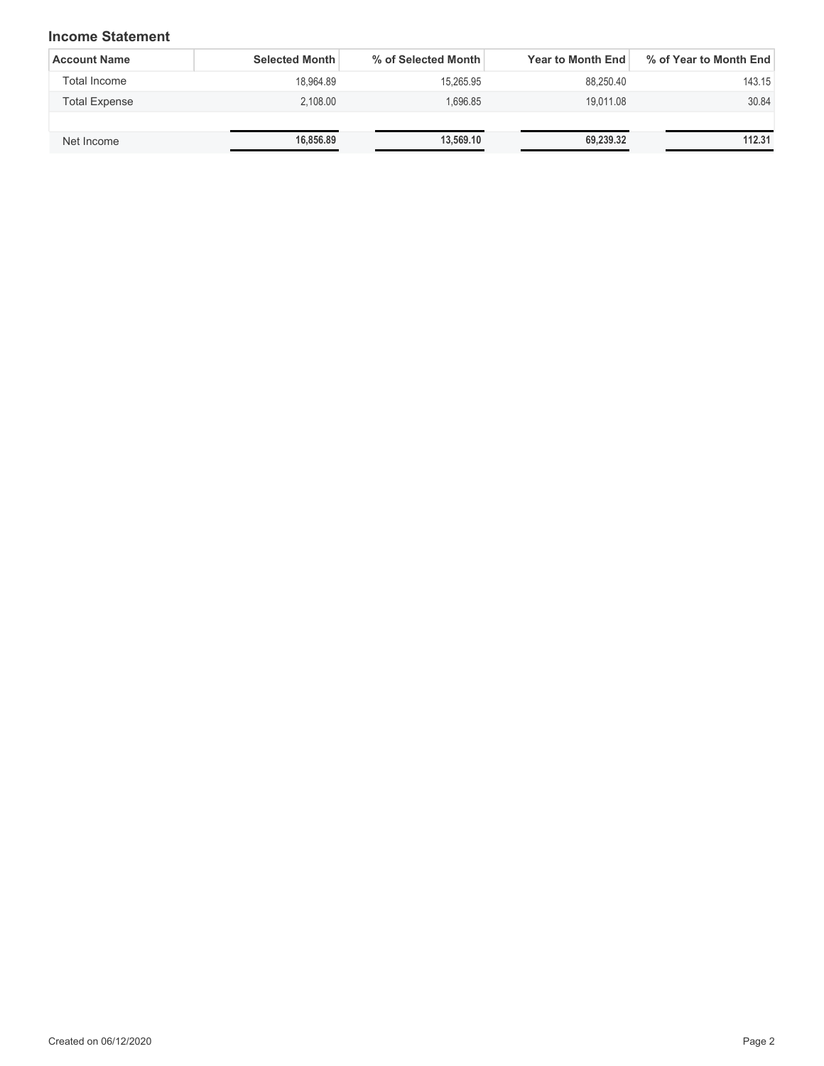### Income Statement

| Account Name | Selected Month | % of Selected Month | Year to Month End | % of Year to Month End |
|---|---|---|---|---|
| Total Income | 18,964.89 | 15,265.95 | 88,250.40 | 143.15 |
| Total Expense | 2,108.00 | 1,696.85 | 19,011.08 | 30.84 |
| | | | | |
| Net Income | **16,856.89** | **13,569.10** | **69,239.32** | **112.31** |

Created on 06/12/2020